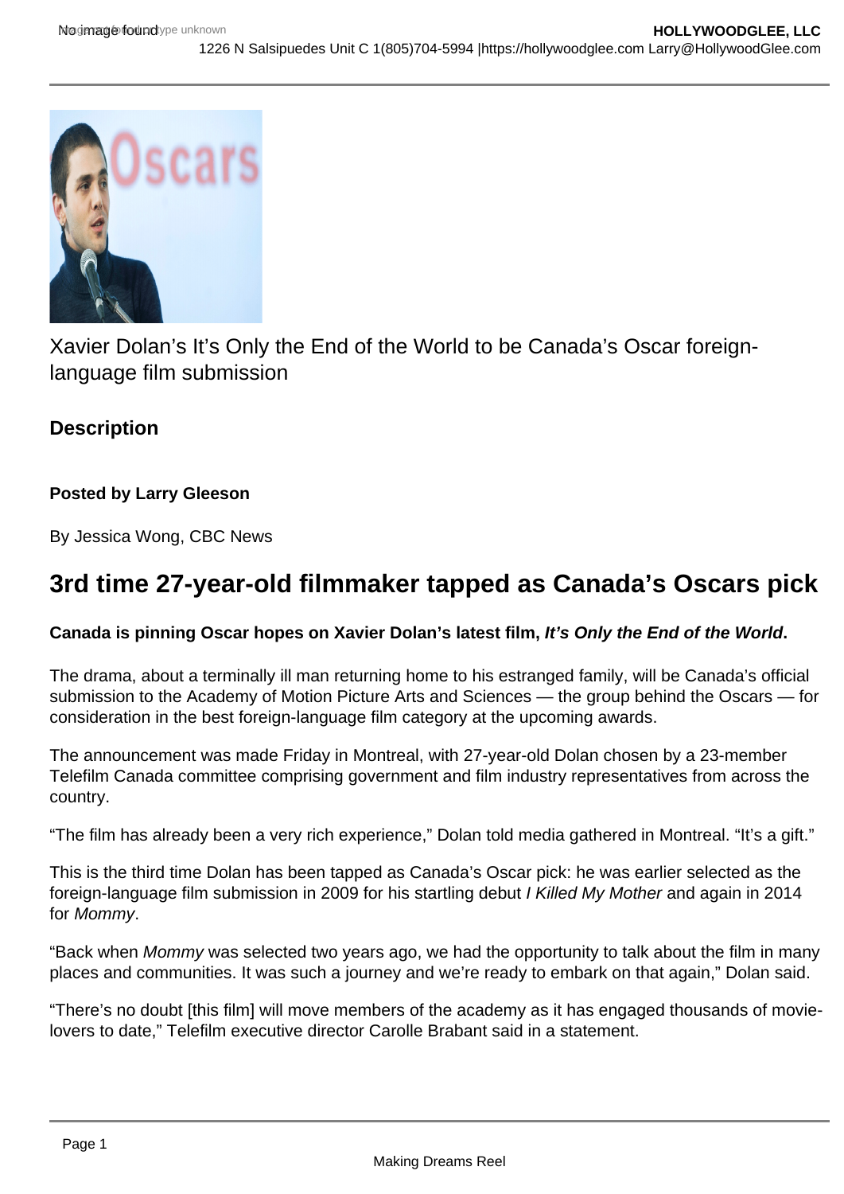Xavier Dolan's It's Only the End of the World to be Canada's Oscar foreign-language film submission

**Description**

**Posted by Larry Gleeson**

By Jessica Wong, CBC News

## 3rd time 27-year-old filmmaker tapped as Canada's Oscars pick

**Canada is pinning Oscar hopes on Xavier Dolan's latest film, *It's Only the End of the World*.**

The drama, about a terminally ill man returning home to his estranged family, will be Canada's official submission to the Academy of Motion Picture Arts and Sciences — the group behind the Oscars — for consideration in the best foreign-language film category at the upcoming awards.

The announcement was made Friday in Montreal, with 27-year-old Dolan chosen by a 23-member Telefilm Canada committee comprising government and film industry representatives from across the country.

"The film has already been a very rich experience," Dolan told media gathered in Montreal. "It's a gift."

This is the third time Dolan has been tapped as Canada's Oscar pick: he was earlier selected as the foreign-language film submission in 2009 for his startling debut *I Killed My Mother* and again in 2014 for *Mommy*.

"Back when *Mommy* was selected two years ago, we had the opportunity to talk about the film in many places and communities. It was such a journey and we're ready to embark on that again," Dolan said.

"There's no doubt [this film] will move members of the academy as it has engaged thousands of movie-lovers to date," Telefilm executive director Carolle Brabant said in a statement.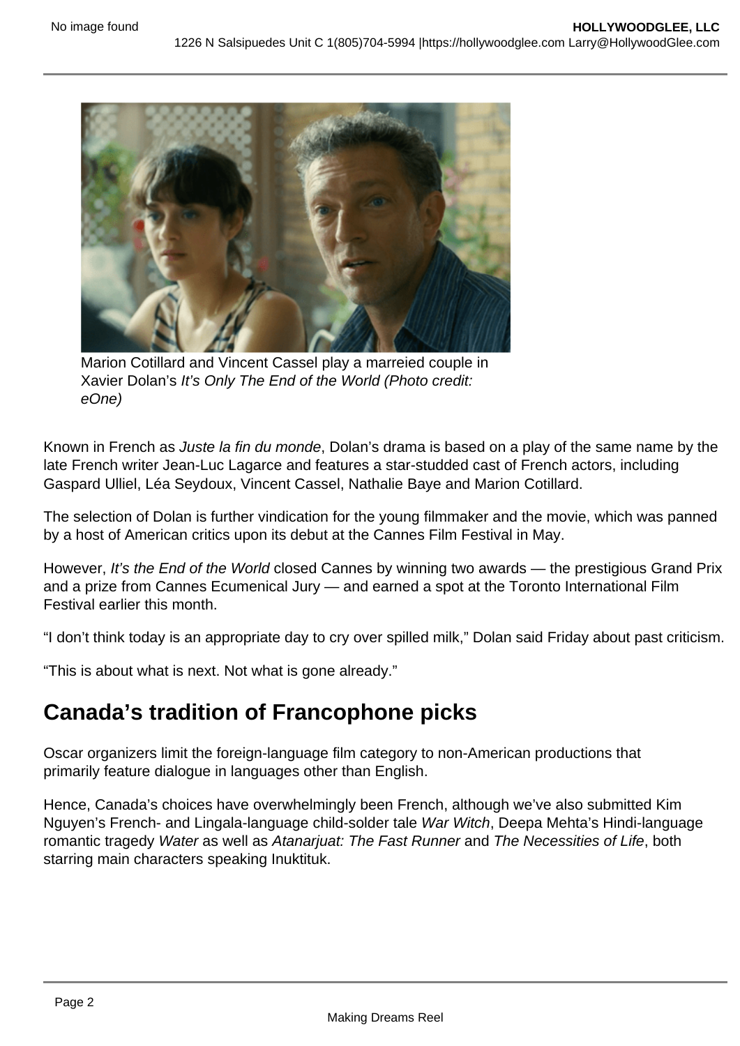Marion Cotillard and Vincent Cassel play a marreied couple in Xavier Dolan's *It's Only The End of the World (Photo credit: eOne)*

Known in French as *Juste la fin du monde*, Dolan's drama is based on a play of the same name by the late French writer Jean-Luc Lagarce and features a star-studded cast of French actors, including Gaspard Ulliel, Léa Seydoux, Vincent Cassel, Nathalie Baye and Marion Cotillard.

The selection of Dolan is further vindication for the young filmmaker and the movie, which was panned by a host of American critics upon its debut at the Cannes Film Festival in May.

However, *It's the End of the World* closed Cannes by winning two awards — the prestigious Grand Prix and a prize from Cannes Ecumenical Jury — and earned a spot at the Toronto International Film Festival earlier this month.

"I don't think today is an appropriate day to cry over spilled milk," Dolan said Friday about past criticism.

"This is about what is next. Not what is gone already."

## Canada's tradition of Francophone picks

Oscar organizers limit the foreign-language film category to non-American productions that primarily feature dialogue in languages other than English.

Hence, Canada's choices have overwhelmingly been French, although we've also submitted Kim Nguyen's French- and Lingala-language child-solder tale *War Witch*, Deepa Mehta's Hindi-language romantic tragedy *Water* as well as *Atanarjuat: The Fast Runner* and *The Necessities of Life*, both starring main characters speaking Inuktituk.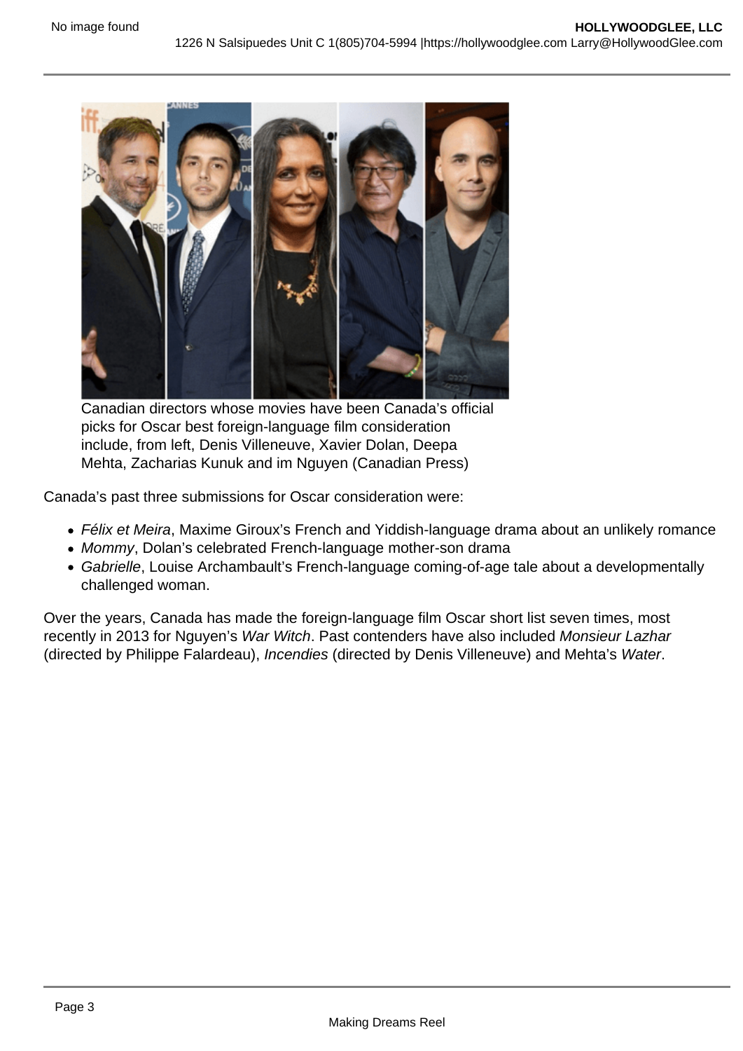Canadian directors whose movies have been Canada's official picks for Oscar best foreign-language film consideration include, from left, Denis Villeneuve, Xavier Dolan, Deepa Mehta, Zacharias Kunuk and im Nguyen (Canadian Press)

Canada's past three submissions for Oscar consideration were:

- *Félix et Meira*, Maxime Giroux's French and Yiddish-language drama about an unlikely romance
- *Mommy*, Dolan's celebrated French-language mother-son drama
- *Gabrielle*, Louise Archambault's French-language coming-of-age tale about a developmentally challenged woman.

Over the years, Canada has made the foreign-language film Oscar short list seven times, most recently in 2013 for Nguyen's *War Witch*. Past contenders have also included *Monsieur Lazhar* (directed by Philippe Falardeau), *Incendies* (directed by Denis Villeneuve) and Mehta's *Water*.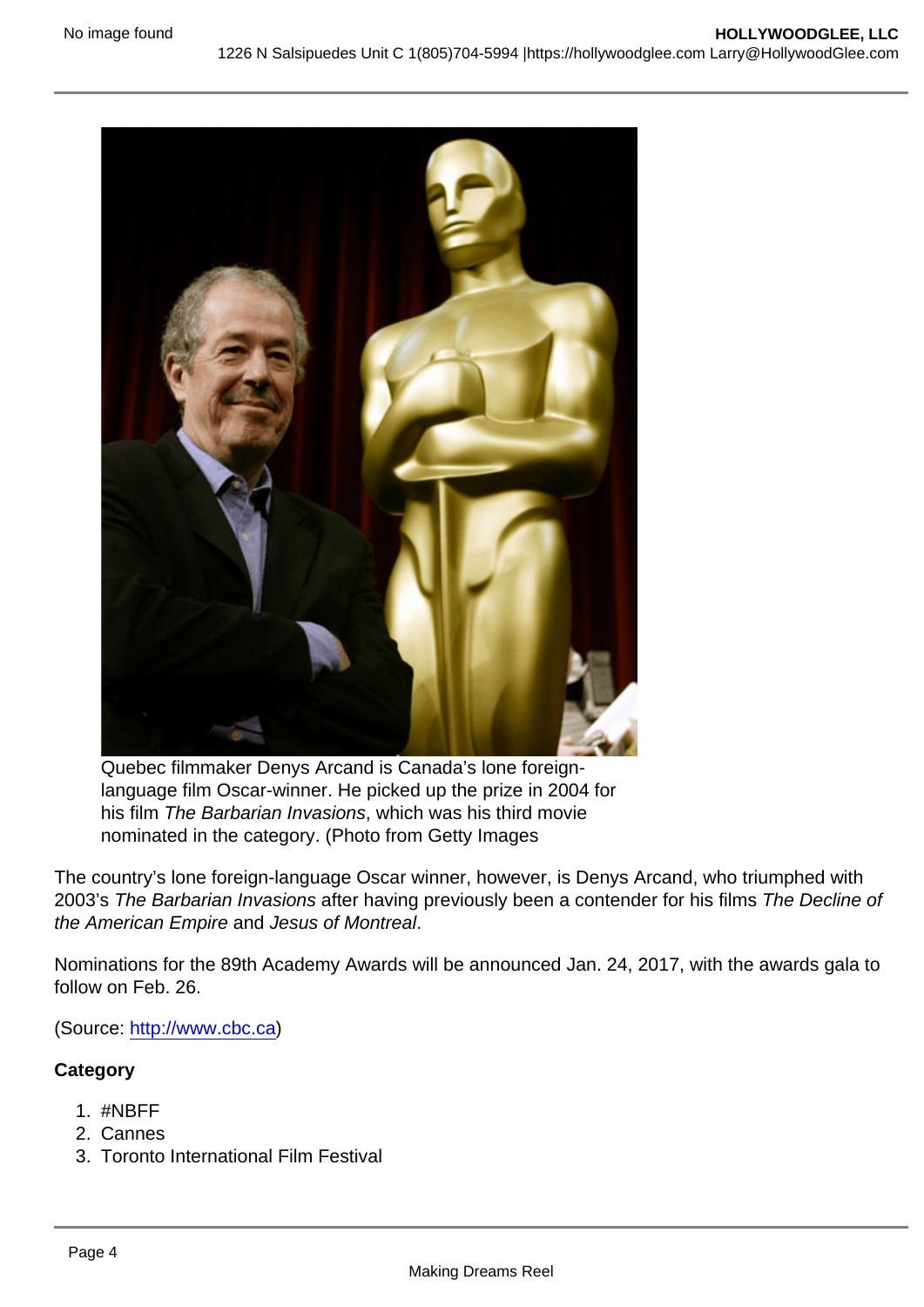Quebec filmmaker Denys Arcand is Canada's lone foreign-language film Oscar-winner. He picked up the prize in 2004 for his film *The Barbarian Invasions*, which was his third movie nominated in the category. (Photo from Getty Images

The country's lone foreign-language Oscar winner, however, is Denys Arcand, who triumphed with 2003's *The Barbarian Invasions* after having previously been a contender for his films *The Decline of the American Empire* and *Jesus of Montreal*.

Nominations for the 89th Academy Awards will be announced Jan. 24, 2017, with the awards gala to follow on Feb. 26.

(Source: http://www.cbc.ca)

**Category**

1. #NBFF
2. Cannes
3. Toronto International Film Festival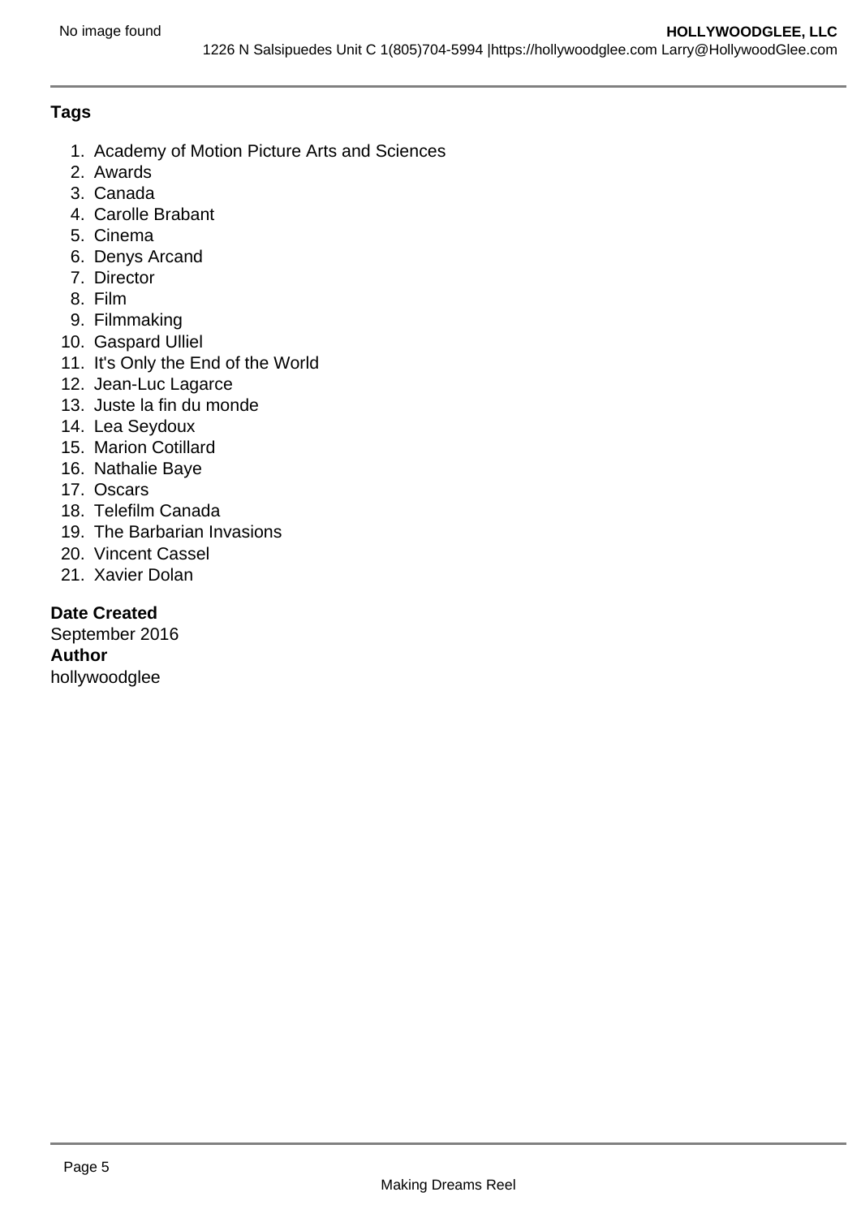**Tags**

1. Academy of Motion Picture Arts and Sciences
2. Awards
3. Canada
4. Carolle Brabant
5. Cinema
6. Denys Arcand
7. Director
8. Film
9. Filmmaking
10. Gaspard Ulliel
11. It's Only the End of the World
12. Jean-Luc Lagarce
13. Juste la fin du monde
14. Lea Seydoux
15. Marion Cotillard
16. Nathalie Baye
17. Oscars
18. Telefilm Canada
19. The Barbarian Invasions
20. Vincent Cassel
21. Xavier Dolan

**Date Created**
September 2016
**Author**
hollywoodglee